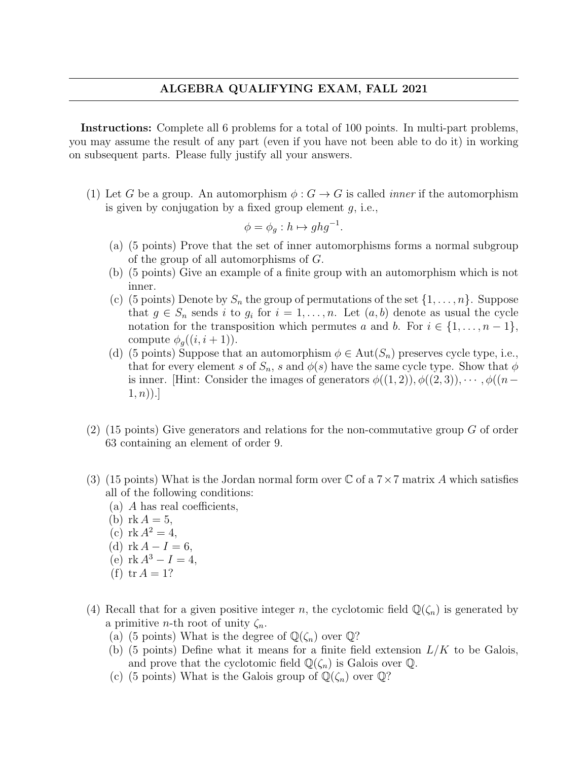# ALGEBRA QUALIFYING EXAM, FALL 2021

**Instructions:** Complete all 6 problems for a total of 100 points. In multi-part problems, you may assume the result of any part (even if you have not been able to do it) in working on subsequent parts. Please fully justify all your answers.

(1) Let $G$ be a group. An automorphism $\phi : G \to G$ is called *inner* if the automorphism is given by conjugation by a fixed group element $g$, i.e.,

$$\phi = \phi_g : h \mapsto ghg^{-1}.$$

  (a) (5 points) Prove that the set of inner automorphisms forms a normal subgroup of the group of all automorphisms of $G$.
  
  (b) (5 points) Give an example of a finite group with an automorphism which is not inner.
  
  (c) (5 points) Denote by $S_n$ the group of permutations of the set $\{1, \ldots, n\}$. Suppose that $g \in S_n$ sends $i$ to $g_i$ for $i = 1, \ldots, n$. Let $(a, b)$ denote as usual the cycle notation for the transposition which permutes $a$ and $b$. For $i \in \{1, \ldots, n-1\}$, compute $\phi_g((i, i+1))$.
  
  (d) (5 points) Suppose that an automorphism $\phi \in \mathrm{Aut}(S_n)$ preserves cycle type, i.e., that for every element $s$ of $S_n$, $s$ and $\phi(s)$ have the same cycle type. Show that $\phi$ is inner. [Hint: Consider the images of generators $\phi((1, 2)), \phi((2, 3)), \cdots, \phi((n-1, n))$.]

(2) (15 points) Give generators and relations for the non-commutative group $G$ of order 63 containing an element of order 9.

(3) (15 points) What is the Jordan normal form over $\mathbb{C}$ of a $7 \times 7$ matrix $A$ which satisfies all of the following conditions:

  (a) $A$ has real coefficients,
  
  (b) $\mathrm{rk}\, A = 5$,
  
  (c) $\mathrm{rk}\, A^2 = 4$,
  
  (d) $\mathrm{rk}\, A - I = 6$,
  
  (e) $\mathrm{rk}\, A^3 - I = 4$,
  
  (f) $\mathrm{tr}\, A = 1$?

(4) Recall that for a given positive integer $n$, the cyclotomic field $\mathbb{Q}(\zeta_n)$ is generated by a primitive $n$-th root of unity $\zeta_n$.

  (a) (5 points) What is the degree of $\mathbb{Q}(\zeta_n)$ over $\mathbb{Q}$?
  
  (b) (5 points) Define what it means for a finite field extension $L/K$ to be Galois, and prove that the cyclotomic field $\mathbb{Q}(\zeta_n)$ is Galois over $\mathbb{Q}$.
  
  (c) (5 points) What is the Galois group of $\mathbb{Q}(\zeta_n)$ over $\mathbb{Q}$?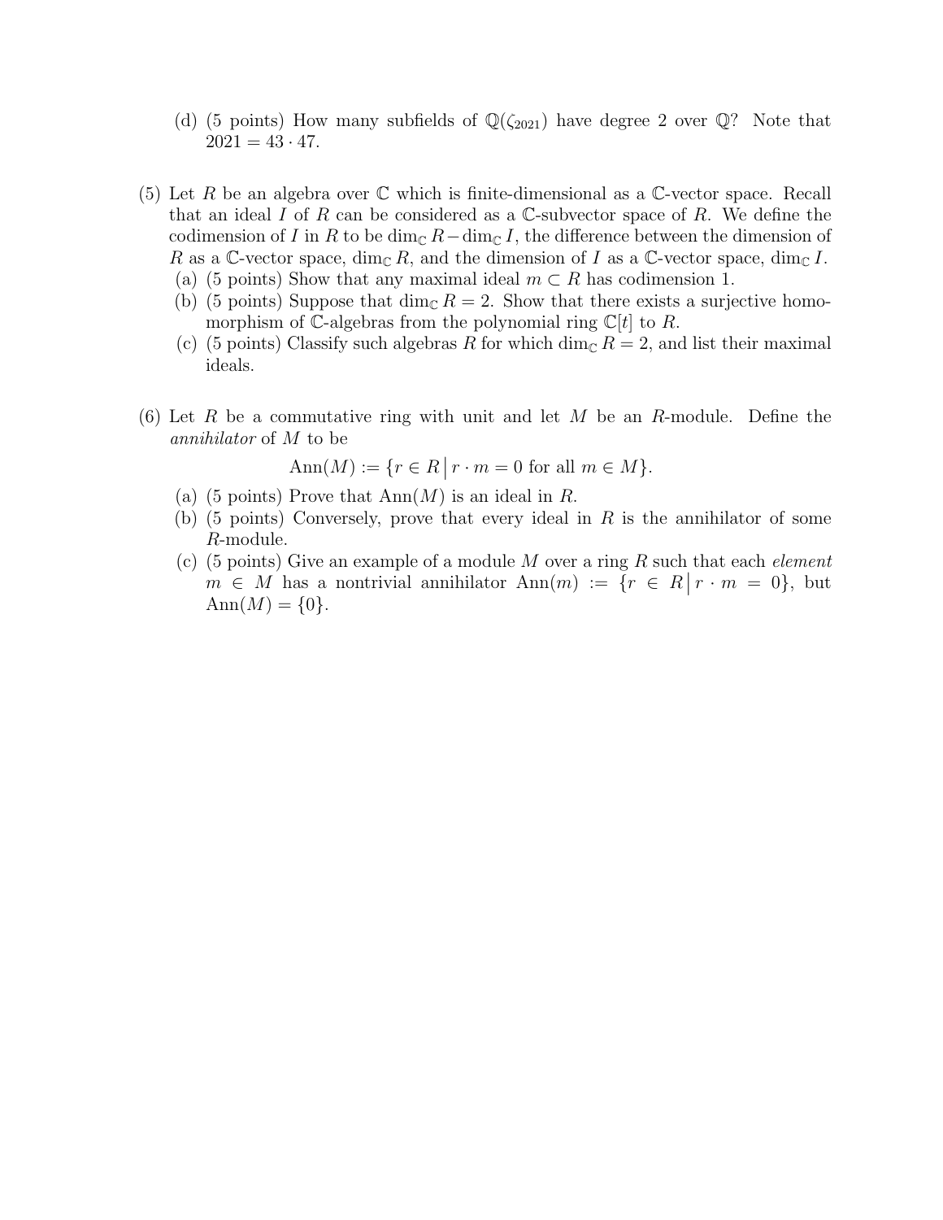(d) (5 points) How many subfields of $\mathbb{Q}(\zeta_{2021})$ have degree 2 over $\mathbb{Q}$? Note that $2021 = 43 \cdot 47$.

(5) Let $R$ be an algebra over $\mathbb{C}$ which is finite-dimensional as a $\mathbb{C}$-vector space. Recall that an ideal $I$ of $R$ can be considered as a $\mathbb{C}$-subvector space of $R$. We define the codimension of $I$ in $R$ to be $\dim_{\mathbb{C}} R - \dim_{\mathbb{C}} I$, the difference between the dimension of $R$ as a $\mathbb{C}$-vector space, $\dim_{\mathbb{C}} R$, and the dimension of $I$ as a $\mathbb{C}$-vector space, $\dim_{\mathbb{C}} I$.

(a) (5 points) Show that any maximal ideal $m \subset R$ has codimension 1.

(b) (5 points) Suppose that $\dim_{\mathbb{C}} R = 2$. Show that there exists a surjective homomorphism of $\mathbb{C}$-algebras from the polynomial ring $\mathbb{C}[t]$ to $R$.

(c) (5 points) Classify such algebras $R$ for which $\dim_{\mathbb{C}} R = 2$, and list their maximal ideals.

(6) Let $R$ be a commutative ring with unit and let $M$ be an $R$-module. Define the *annihilator* of $M$ to be

$$\mathrm{Ann}(M) := \{r \in R \,|\, r \cdot m = 0 \text{ for all } m \in M\}.$$

(a) (5 points) Prove that $\mathrm{Ann}(M)$ is an ideal in $R$.

(b) (5 points) Conversely, prove that every ideal in $R$ is the annihilator of some $R$-module.

(c) (5 points) Give an example of a module $M$ over a ring $R$ such that each *element* $m \in M$ has a nontrivial annihilator $\mathrm{Ann}(m) := \{r \in R \,|\, r \cdot m = 0\}$, but $\mathrm{Ann}(M) = \{0\}$.